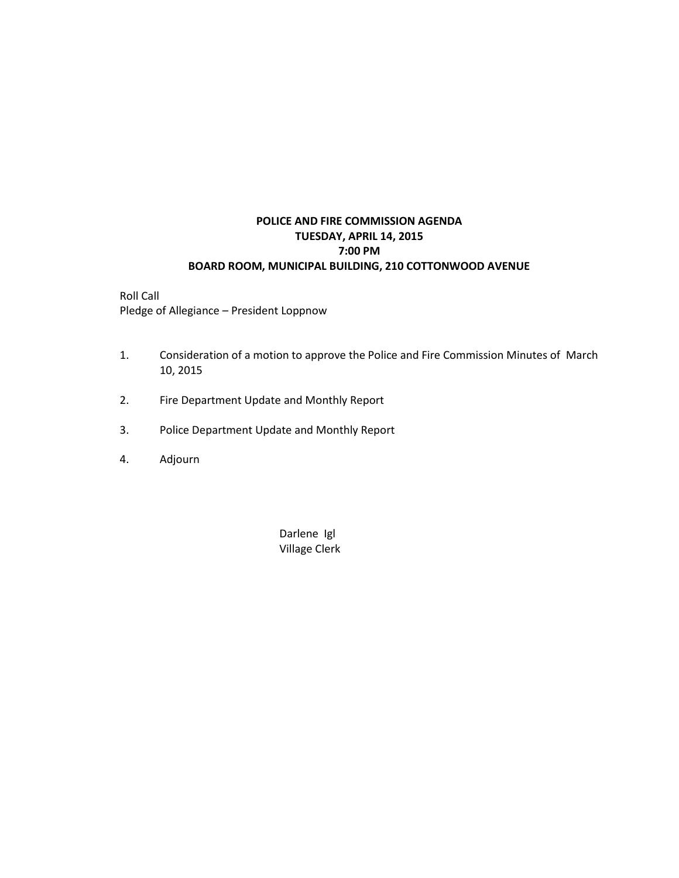**POLICE AND FIRE COMMISSION AGENDA**
**TUESDAY, APRIL 14, 2015**
**7:00 PM**
**BOARD ROOM, MUNICIPAL BUILDING, 210 COTTONWOOD AVENUE**

Roll Call
Pledge of Allegiance – President Loppnow

1. Consideration of a motion to approve the Police and Fire Commission Minutes of March 10, 2015
2. Fire Department Update and Monthly Report
3. Police Department Update and Monthly Report
4. Adjourn

Darlene Igl
Village Clerk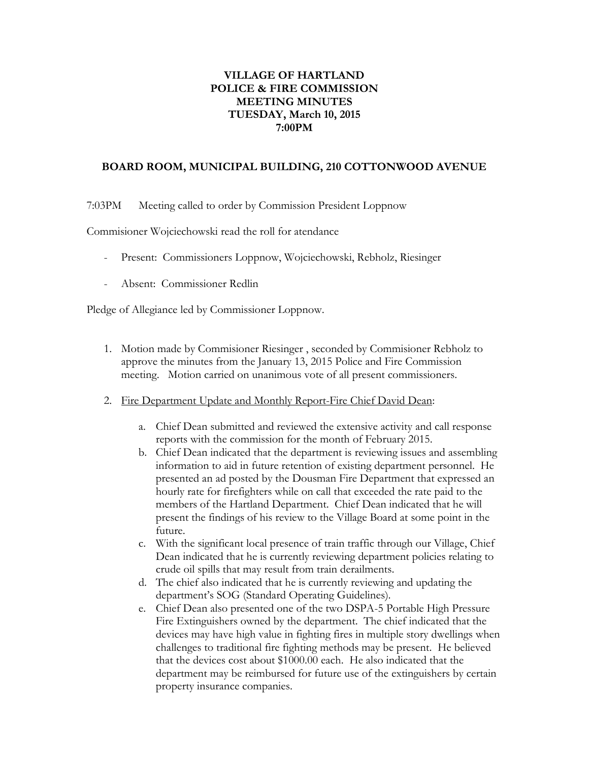**VILLAGE OF HARTLAND**
**POLICE & FIRE COMMISSION**
**MEETING MINUTES**
**TUESDAY, March 10, 2015**
**7:00PM**

**BOARD ROOM, MUNICIPAL BUILDING, 210 COTTONWOOD AVENUE**

7:03PM Meeting called to order by Commission President Loppnow

Commisioner Wojciechowski read the roll for atendance

- Present: Commissioners Loppnow, Wojciechowski, Rebholz, Riesinger
- Absent: Commissioner Redlin

Pledge of Allegiance led by Commissioner Loppnow.

1. Motion made by Commisioner Riesinger , seconded by Commisioner Rebholz to approve the minutes from the January 13, 2015 Police and Fire Commission meeting. Motion carried on unanimous vote of all present commissioners.

2. Fire Department Update and Monthly Report-Fire Chief David Dean:

    a. Chief Dean submitted and reviewed the extensive activity and call response reports with the commission for the month of February 2015.
    b. Chief Dean indicated that the department is reviewing issues and assembling information to aid in future retention of existing department personnel. He presented an ad posted by the Dousman Fire Department that expressed an hourly rate for firefighters while on call that exceeded the rate paid to the members of the Hartland Department. Chief Dean indicated that he will present the findings of his review to the Village Board at some point in the future.
    c. With the significant local presence of train traffic through our Village, Chief Dean indicated that he is currently reviewing department policies relating to crude oil spills that may result from train derailments.
    d. The chief also indicated that he is currently reviewing and updating the department's SOG (Standard Operating Guidelines).
    e. Chief Dean also presented one of the two DSPA-5 Portable High Pressure Fire Extinguishers owned by the department. The chief indicated that the devices may have high value in fighting fires in multiple story dwellings when challenges to traditional fire fighting methods may be present. He believed that the devices cost about $1000.00 each. He also indicated that the department may be reimbursed for future use of the extinguishers by certain property insurance companies.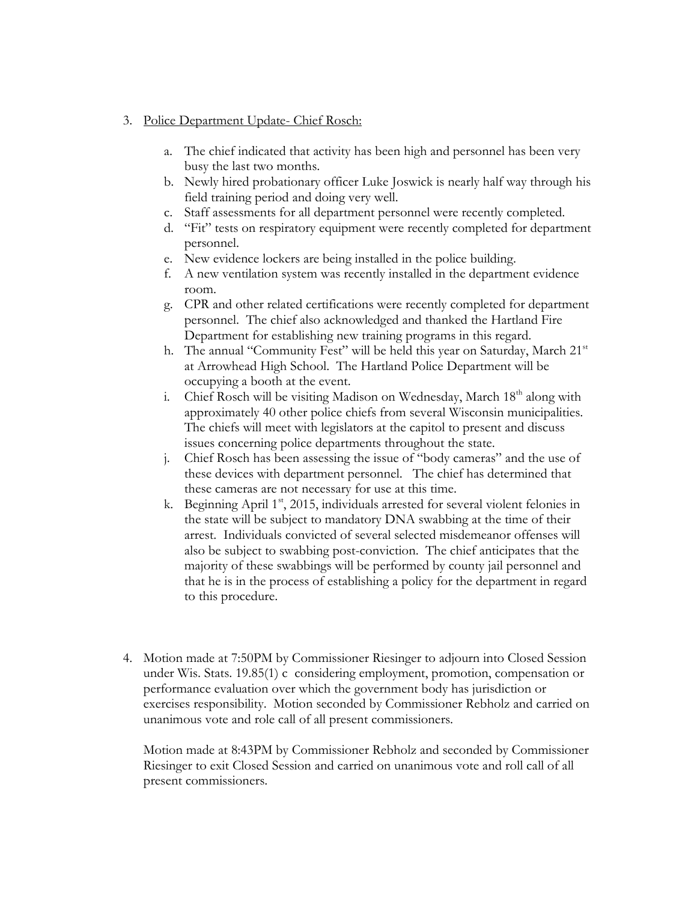3. Police Department Update- Chief Rosch:

   a. The chief indicated that activity has been high and personnel has been very busy the last two months.
   b. Newly hired probationary officer Luke Joswick is nearly half way through his field training period and doing very well.
   c. Staff assessments for all department personnel were recently completed.
   d. "Fit" tests on respiratory equipment were recently completed for department personnel.
   e. New evidence lockers are being installed in the police building.
   f. A new ventilation system was recently installed in the department evidence room.
   g. CPR and other related certifications were recently completed for department personnel. The chief also acknowledged and thanked the Hartland Fire Department for establishing new training programs in this regard.
   h. The annual "Community Fest" will be held this year on Saturday, March 21st at Arrowhead High School. The Hartland Police Department will be occupying a booth at the event.
   i. Chief Rosch will be visiting Madison on Wednesday, March 18th along with approximately 40 other police chiefs from several Wisconsin municipalities. The chiefs will meet with legislators at the capitol to present and discuss issues concerning police departments throughout the state.
   j. Chief Rosch has been assessing the issue of "body cameras" and the use of these devices with department personnel. The chief has determined that these cameras are not necessary for use at this time.
   k. Beginning April 1st, 2015, individuals arrested for several violent felonies in the state will be subject to mandatory DNA swabbing at the time of their arrest. Individuals convicted of several selected misdemeanor offenses will also be subject to swabbing post-conviction. The chief anticipates that the majority of these swabbings will be performed by county jail personnel and that he is in the process of establishing a policy for the department in regard to this procedure.

4. Motion made at 7:50PM by Commissioner Riesinger to adjourn into Closed Session under Wis. Stats. 19.85(1) c considering employment, promotion, compensation or performance evaluation over which the government body has jurisdiction or exercises responsibility. Motion seconded by Commissioner Rebholz and carried on unanimous vote and role call of all present commissioners.

   Motion made at 8:43PM by Commissioner Rebholz and seconded by Commissioner Riesinger to exit Closed Session and carried on unanimous vote and roll call of all present commissioners.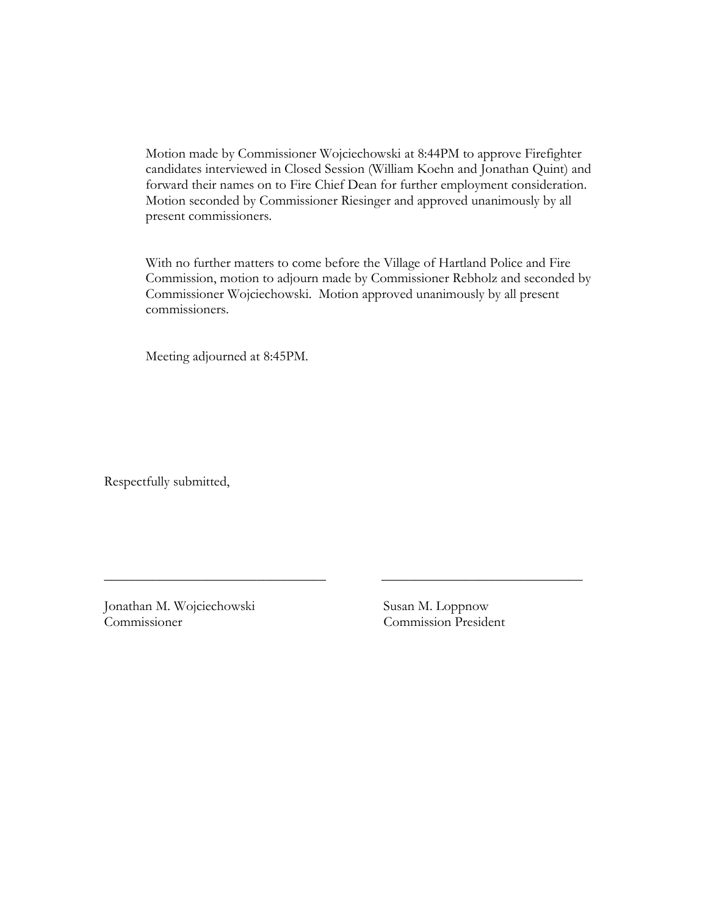Motion made by Commissioner Wojciechowski at 8:44PM to approve Firefighter candidates interviewed in Closed Session (William Koehn and Jonathan Quint) and forward their names on to Fire Chief Dean for further employment consideration. Motion seconded by Commissioner Riesinger and approved unanimously by all present commissioners.

With no further matters to come before the Village of Hartland Police and Fire Commission, motion to adjourn made by Commissioner Rebholz and seconded by Commissioner Wojciechowski. Motion approved unanimously by all present commissioners.

Meeting adjourned at 8:45PM.

Respectfully submitted,

\_\_\_\_\_\_\_\_\_\_\_\_\_\_\_\_\_\_\_\_\_\_\_\_\_\_\_\_\_\_\_\_ \_\_\_\_\_\_\_\_\_\_\_\_\_\_\_\_\_\_\_\_\_\_\_\_\_\_\_\_\_\_

Jonathan M. Wojciechowski
Commissioner

Susan M. Loppnow
Commission President